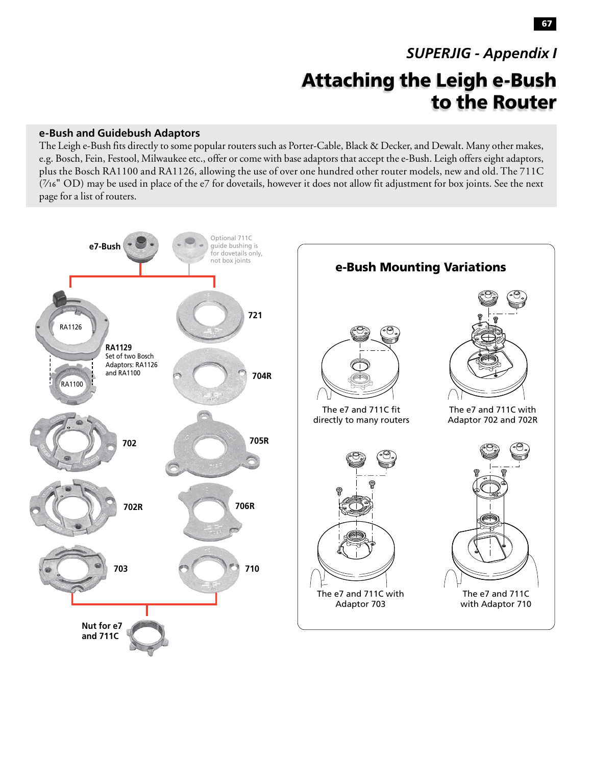*SUPERJIG - Appendix I*

# Attaching the Leigh e-Bush to the Router

## e-Bush and Guidebush Adaptors

The Leigh e-Bush fits directly to some popular routers such as Porter-Cable, Black & Decker, and Dewalt. Many other makes, e.g. Bosch, Fein, Festool, Milwaukee etc., offer or come with base adaptors that accept the e-Bush. Leigh offers eight adaptors, plus the Bosch RA1100 and RA1126, allowing the use of over one hundred other router models, new and old. The 711C (7⁄16" OD) may be used in place of the e7 for dovetails, however it does not allow fit adjustment for box joints. See the next page for a list of routers.

**e7-Bush**

Optional 711C guide bushing is for dovetails only, not box joints

RA1126

**RA1129**
Set of two Bosch Adaptors: RA1126 and RA1100

RA1100

**721**

**704R**

**702**

**705R**

**702R**

**706R**

**703**

**710**

**Nut for e7 and 711C**

### e-Bush Mounting Variations

The e7 and 711C fit directly to many routers

The e7 and 711C with Adaptor 702 and 702R

The e7 and 711C with Adaptor 703

The e7 and 711C with Adaptor 710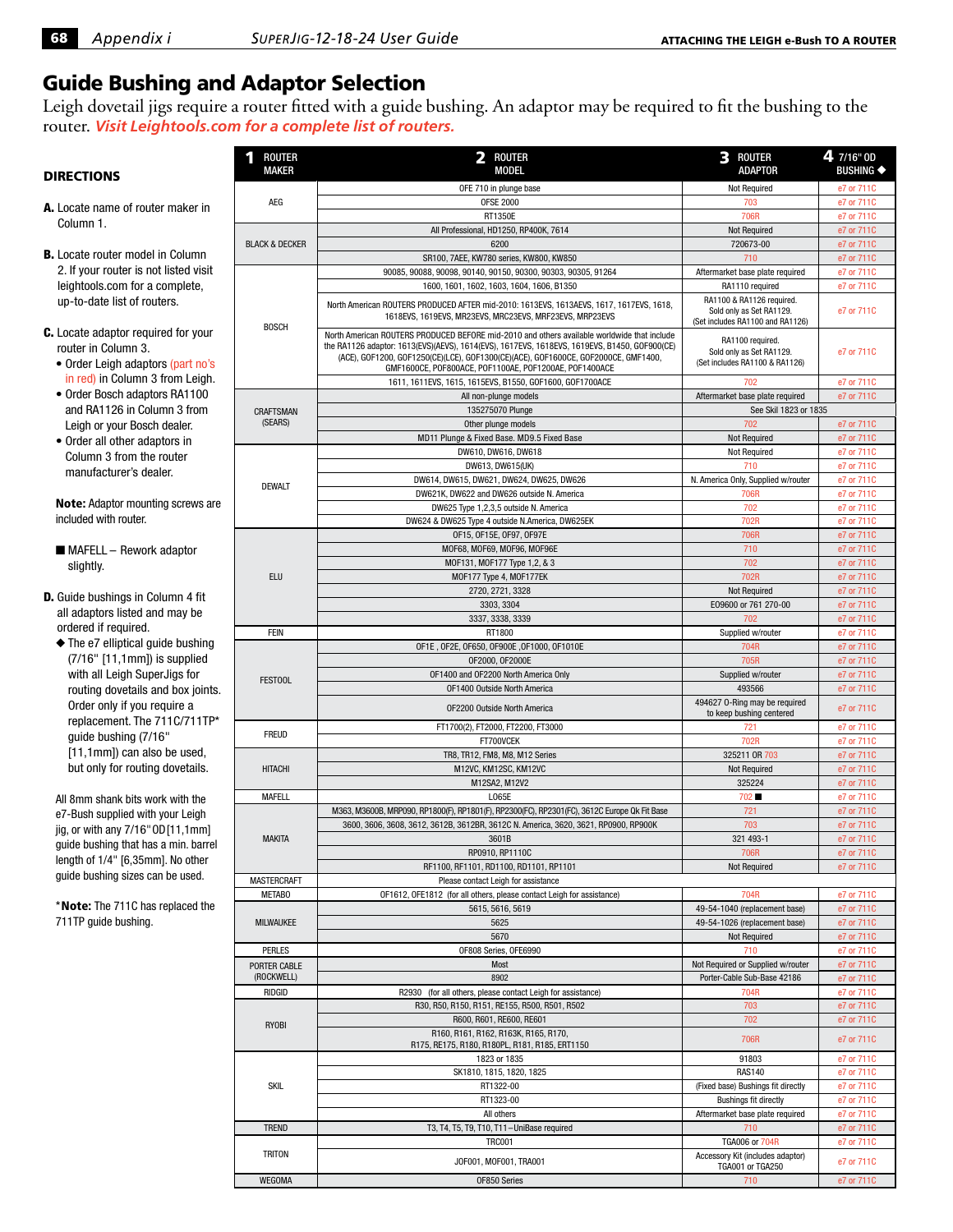# Guide Bushing and Adaptor Selection

Leigh dovetail jigs require a router fitted with a guide bushing. An adaptor may be required to fit the bushing to the router. *Visit Leightools.com for a complete list of routers.*

### DIRECTIONS

**A.** Locate name of router maker in Column 1.

**B.** Locate router model in Column 2. If your router is not listed visit leightools.com for a complete, up-to-date list of routers.

**C.** Locate adaptor required for your router in Column 3.

- Order Leigh adaptors (part no's in red) in Column 3 from Leigh.
- Order Bosch adaptors RA1100 and RA1126 in Column 3 from Leigh or your Bosch dealer.
- Order all other adaptors in Column 3 from the router manufacturer's dealer.

**Note:** Adaptor mounting screws are included with router.

■ MAFELL – Rework adaptor slightly.

**D.** Guide bushings in Column 4 fit all adaptors listed and may be ordered if required.

◆ The e7 elliptical guide bushing (7/16" [11,1mm]) is supplied with all Leigh SuperJigs for routing dovetails and box joints. Order only if you require a replacement. The 711C/711TP* guide bushing (7/16" [11,1mm]) can also be used, but only for routing dovetails.

All 8mm shank bits work with the e7-Bush supplied with your Leigh jig, or with any 7/16" OD [11,1mm] guide bushing that has a min. barrel length of 1/4" [6,35mm]. No other guide bushing sizes can be used.

***Note:** The 711C has replaced the 711TP guide bushing.

| 1 ROUTER MAKER | 2 ROUTER MODEL | 3 ROUTER ADAPTOR | 4 7/16" OD BUSHING ◆ |
|---|---|---|---|
| AEG | OFE 710 in plunge base | Not Required | e7 or 711C |
| | OFSE 2000 | 703 | e7 or 711C |
| | RT1350E | 706R | e7 or 711C |
| BLACK & DECKER | All Professional, HD1250, PR400K, 7614 | Not Required | e7 or 711C |
| | 6200 | 720673-00 | e7 or 711C |
| | SR100, 7AEE, KW780 series, KW800, KW850 | 710 | e7 or 711C |
| BOSCH | 90085, 90088, 90098, 90140, 90150, 90300, 90303, 90305, 91264 | Aftermarket base plate required | e7 or 711C |
| | 1600, 1601, 1602, 1603, 1604, 1606, B1350 | RA1110 required | e7 or 711C |
| | North American ROUTERS PRODUCED AFTER mid-2010: 1613EVS, 1613AEVS, 1617, 1617EVS, 1618, 1618EVS, 1619EVS, MR23EVS, MRC23EVS, MRF23EVS, MRP23EVS | RA1100 & RA1126 required. Sold only as Set RA1129. (Set includes RA1100 and RA1126) | e7 or 711C |
| | North American ROUTERS PRODUCED BEFORE mid-2010 and others available worldwide that include the RA1126 adaptor: 1613(EVS)(AEVS), 1614(EVS), 1617EVS, 1618EVS, 1619EVS, B1450, GOF900(CE)(ACE), GOF1200, GOF1250(CE)(LCE), GOF1300(CE)(ACE), GOF1600CE, GOF2000CE, GMF1400, GMF1600CE, POF800ACE, POF1100AE, POF1200AE, POF1400ACE | RA1100 required. Sold only as Set RA1129. (Set includes RA1100 & RA1126) | e7 or 711C |
| | 1611, 1611EVS, 1615, 1615EVS, B1550, GOF1600, GOF1700ACE | 702 | e7 or 711C |
| CRAFTSMAN (SEARS) | All non-plunge models | Aftermarket base plate required | e7 or 711C |
| | 135275070 Plunge | See Skil 1823 or 1835 | |
| | Other plunge models | 702 | e7 or 711C |
| DEWALT | MD11 Plunge & Fixed Base. MD9.5 Fixed Base | Not Required | e7 or 711C |
| | DW610, DW616, DW618 | Not Required | e7 or 711C |
| | DW613, DW615(UK) | 710 | e7 or 711C |
| | DW614, DW615, DW621, DW624, DW625, DW626 | N. America Only, Supplied w/router | e7 or 711C |
| | DW621K, DW622 and DW626 outside N. America | 706R | e7 or 711C |
| | DW625 Type 1,2,3,5 outside N. America | 702 | e7 or 711C |
| | DW624 & DW625 Type 4 outside N.America, DW625EK | 702R | e7 or 711C |
| ELU | OF15, OF15E, OF97, OF97E | 706R | e7 or 711C |
| | MOF68, MOF69, MOF96, MOF96E | 710 | e7 or 711C |
| | MOF131, MOF177 Type 1,2, & 3 | 702 | e7 or 711C |
| | MOF177 Type 4, MOF177EK | 702R | e7 or 711C |
| | 2720, 2721, 3328 | Not Required | e7 or 711C |
| | 3303, 3304 | E09600 or 761 270-00 | e7 or 711C |
| | 3337, 3338, 3339 | 702 | e7 or 711C |
| FEIN | RT1800 | Supplied w/router | e7 or 711C |
| FESTOOL | OF1E , OF2E, OF650, OF900E ,OF1000, OF1010E | 704R | e7 or 711C |
| | OF2000, OF2000E | 705R | e7 or 711C |
| | OF1400 and OF2200 North America Only | Supplied w/router | e7 or 711C |
| | OF1400 Outside North America | 493566 | e7 or 711C |
| | OF2200 Outside North America | 494627 O-Ring may be required to keep bushing centered | e7 or 711C |
| FREUD | FT1700(2), FT2000, FT2200, FT3000 | 721 | e7 or 711C |
| | FT700VCEK | 702R | e7 or 711C |
| HITACHI | TR8, TR12, FM8, M8, M12 Series | 325211 OR 703 | e7 or 711C |
| | M12VC, KM12SC, KM12VC | Not Required | e7 or 711C |
| | M12SA2, M12V2 | 325224 | e7 or 711C |
| MAFELL | LO65E | 702 ■ | e7 or 711C |
| MAKITA | M363, M3600B, MRP090, RP1800(F), RP1801(F), RP2300(FC), RP2301(FC), 3612C Europe Qk Fit Base | 721 | e7 or 711C |
| | 3600, 3606, 3608, 3612, 3612B, 3612BR, 3612C N. America, 3620, 3621, RP0900, RP900K | 703 | e7 or 711C |
| | 3601B | 321 493-1 | e7 or 711C |
| | RP0910, RP1110C | 706R | e7 or 711C |
| | RF1100, RF1101, RD1100, RD1101, RP1101 | Not Required | e7 or 711C |
| MASTERCRAFT | Please contact Leigh for assistance | | |
| METABO | OF1612, OFE1812 (for all others, please contact Leigh for assistance) | 704R | e7 or 711C |
| MILWAUKEE | 5615, 5616, 5619 | 49-54-1040 (replacement base) | e7 or 711C |
| | 5625 | 49-54-1026 (replacement base) | e7 or 711C |
| | 5670 | Not Required | e7 or 711C |
| PERLES | OF808 Series, OFE6990 | 710 | e7 or 711C |
| PORTER CABLE (ROCKWELL) | Most | Not Required or Supplied w/router | e7 or 711C |
| | 8902 | Porter-Cable Sub-Base 42186 | e7 or 711C |
| RIDGID | R2930 (for all others, please contact Leigh for assistance) | 704R | e7 or 711C |
| RYOBI | R30, R50, R150, R151, RE155, R500, R501, R502 | 703 | e7 or 711C |
| | R600, R601, RE600, RE601 | 702 | e7 or 711C |
| | R160, R161, R162, R163K, R165, R170, R175, RE175, R180, R180PL, R181, R185, ERT1150 | 706R | e7 or 711C |
| SKIL | 1823 or 1835 | 91803 | e7 or 711C |
| | SK1810, 1815, 1820, 1825 | RAS140 | e7 or 711C |
| | RT1322-00 | (Fixed base) Bushings fit directly | e7 or 711C |
| | RT1323-00 | Bushings fit directly | e7 or 711C |
| | All others | Aftermarket base plate required | e7 or 711C |
| TREND | T3, T4, T5, T9, T10, T11 – UniBase required | 710 | e7 or 711C |
| TRITON | TRC001 | TGA006 or 704R | e7 or 711C |
| | JOF001, MOF001, TRA001 | Accessory Kit (includes adaptor) TGA001 or TGA250 | e7 or 711C |
| WEGOMA | OF850 Series | 710 | e7 or 711C |